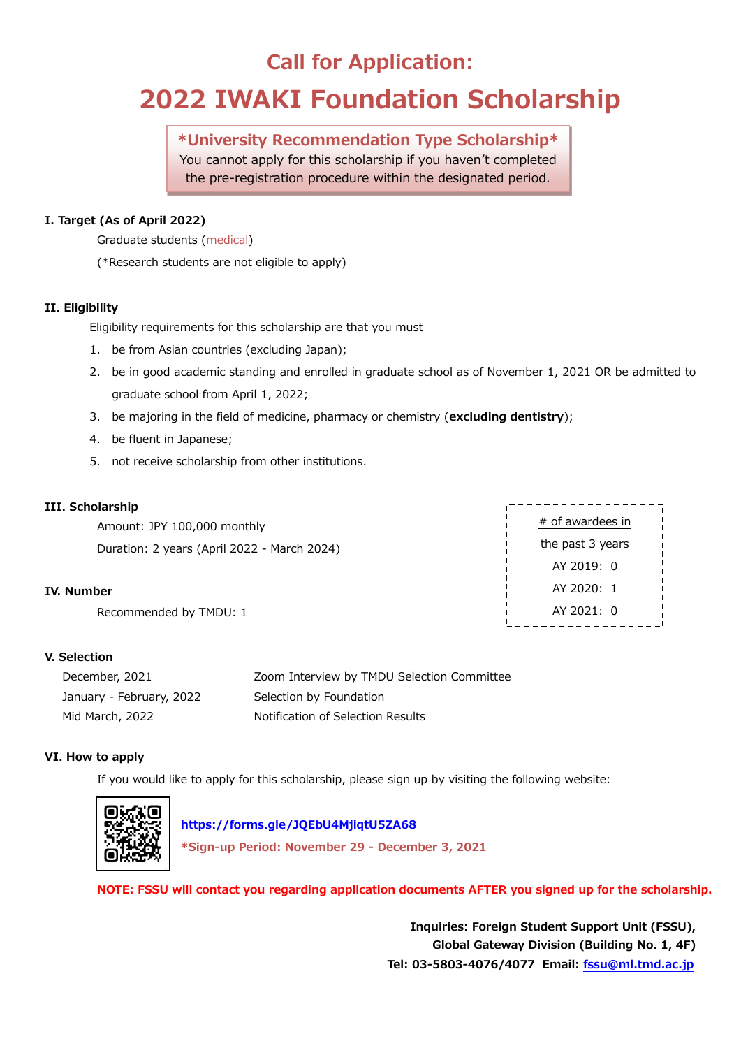# Call for Application:

# 2022 IWAKI Foundation Scholarship

> **\*University Recommendation Type Scholarship\***
> You cannot apply for this scholarship if you haven't completed the pre-registration procedure within the designated period.

### I. Target (As of April 2022)

Graduate students (medical)

(*Research students are not eligible to apply)

### II. Eligibility

Eligibility requirements for this scholarship are that you must

1. be from Asian countries (excluding Japan);
2. be in good academic standing and enrolled in graduate school as of November 1, 2021 OR be admitted to graduate school from April 1, 2022;
3. be majoring in the field of medicine, pharmacy or chemistry (**excluding dentistry**);
4. be fluent in Japanese;
5. not receive scholarship from other institutions.

### III. Scholarship

Amount: JPY 100,000 monthly

Duration: 2 years (April 2022 - March 2024)

### IV. Number

Recommended by TMDU: 1

| # of awardees in the past 3 years | |
|---|---|
| AY 2019: | 0 |
| AY 2020: | 1 |
| AY 2021: | 0 |

### V. Selection

| | |
|---|---|
| December, 2021 | Zoom Interview by TMDU Selection Committee |
| January - February, 2022 | Selection by Foundation |
| Mid March, 2022 | Notification of Selection Results |

### VI. How to apply

If you would like to apply for this scholarship, please sign up by visiting the following website:

**https://forms.gle/JQEbU4MjiqtU5ZA68**

**\*Sign-up Period: November 29 - December 3, 2021**

**NOTE: FSSU will contact you regarding application documents AFTER you signed up for the scholarship.**

**Inquiries: Foreign Student Support Unit (FSSU),**
**Global Gateway Division (Building No. 1, 4F)**
**Tel: 03-5803-4076/4077 Email: fssu@ml.tmd.ac.jp**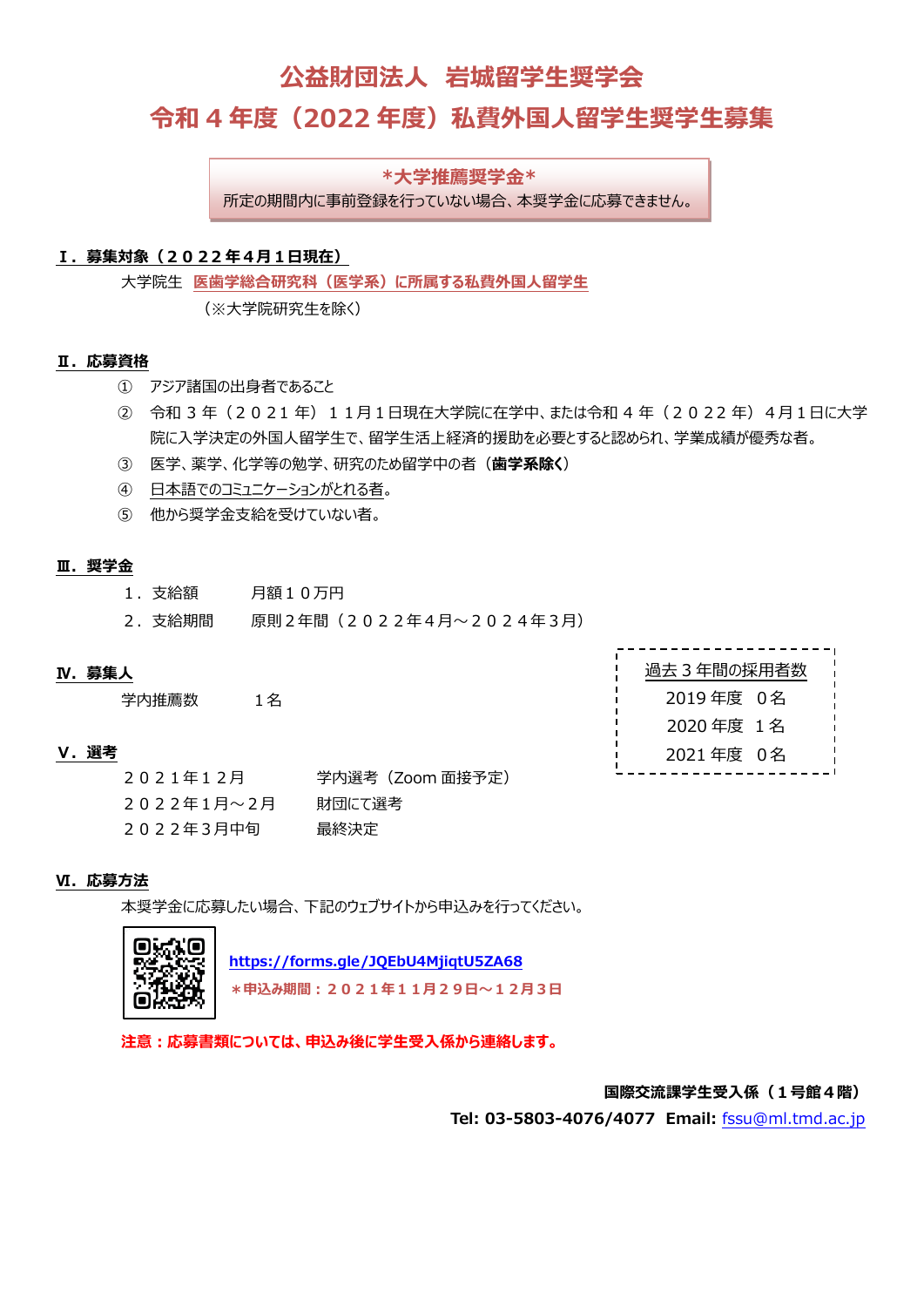# 公益財団法人　岩城留学生奨学会

# 令和４年度（2022 年度）私費外国人留学生奨学生募集

**＊大学推薦奨学金＊**
所定の期間内に事前登録を行っていない場合、本奨学金に応募できません。

## Ⅰ．募集対象（２０２２年４月１日現在）

大学院生　**医歯学総合研究科（医学系）に所属する私費外国人留学生**
（※大学院研究生を除く）

## Ⅱ．応募資格

① アジア諸国の出身者であること
② 令和３年（２０２１年）１１月１日現在大学院に在学中、または令和４年（２０２２年）４月１日に大学院に入学決定の外国人留学生で、留学生活上経済的援助を必要とすると認められ、学業成績が優秀な者。
③ 医学、薬学、化学等の勉学、研究のため留学中の者（**歯学系除く**）
④ 日本語でのコミュニケーションがとれる者。
⑤ 他から奨学金支給を受けていない者。

## Ⅲ．奨学金

１．支給額　　月額１０万円
２．支給期間　　原則２年間（２０２２年４月～２０２４年３月）

## Ⅳ．募集人

学内推薦数　　１名

過去３年間の採用者数
2019 年度　０名
2020 年度　１名
2021 年度　０名

## Ⅴ．選考

２０２１年１２月　　学内選考（Zoom 面接予定）
２０２２年１月～２月　　財団にて選考
２０２２年３月中旬　　最終決定

## Ⅵ．応募方法

本奨学金に応募したい場合、下記のウェブサイトから申込みを行ってください。

**https://forms.gle/JQEbU4MjiqtU5ZA68**
**＊申込み期間：２０２１年１１月２９日～１２月３日**

**注意：応募書類については、申込み後に学生受入係から連絡します。**

**国際交流課学生受入係（１号館４階）**
**Tel: 03-5803-4076/4077　Email:** fssu@ml.tmd.ac.jp